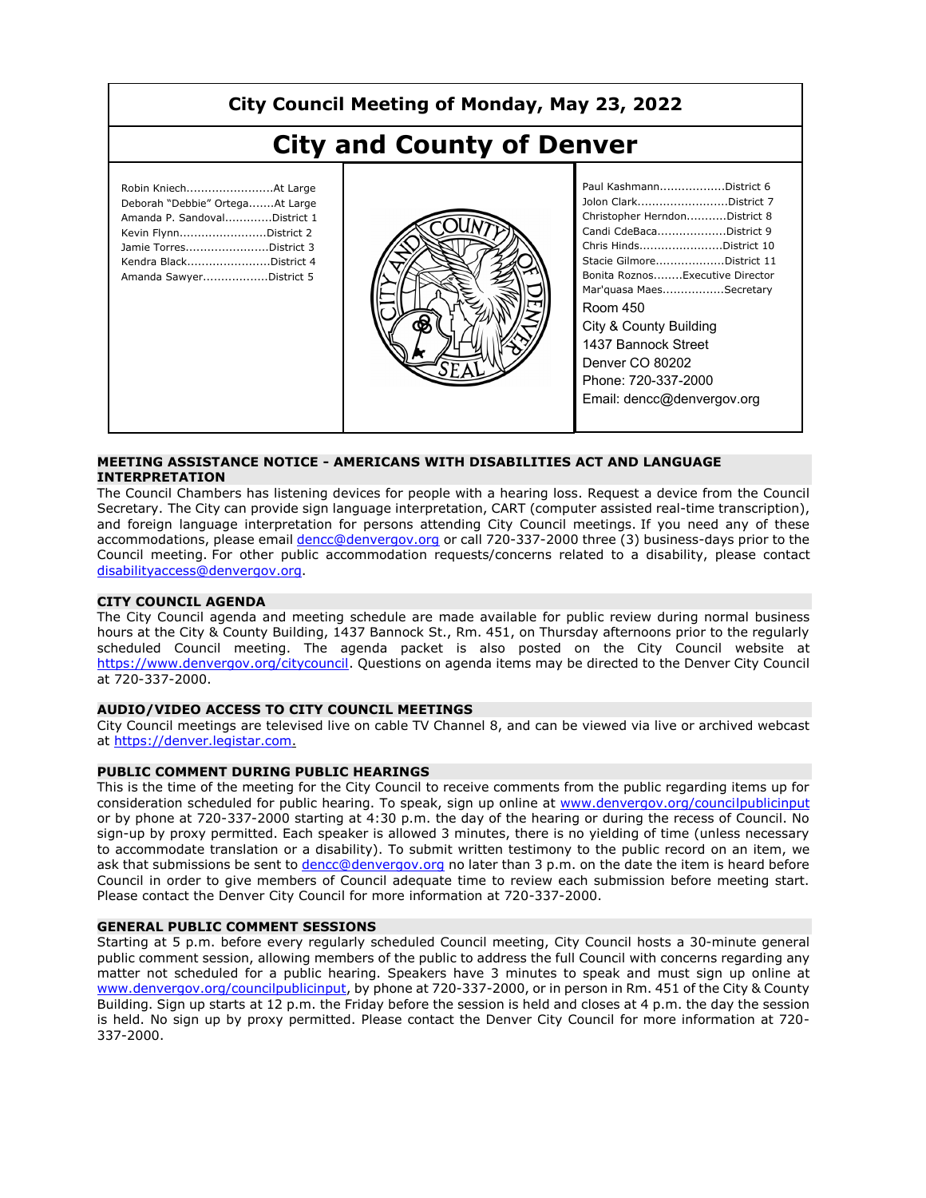# City Council Meeting of Monday, May 23, 2022

# City and County of Denver

Robin Kniech........................At Large
Deborah "Debbie" Ortega.......At Large
Amanda P. Sandoval.............District 1
Kevin Flynn........................District 2
Jamie Torres.......................District 3
Kendra Black.......................District 4
Amanda Sawyer..................District 5

Paul Kashmann..................District 6
Jolon Clark.........................District 7
Christopher Herndon...........District 8
Candi CdeBaca...................District 9
Chris Hinds.......................District 10
Stacie Gilmore...................District 11
Bonita Roznos........Executive Director
Mar'quasa Maes.................Secretary

Room 450
City & County Building
1437 Bannock Street
Denver CO 80202
Phone: 720-337-2000
Email: dencc@denvergov.org

### MEETING ASSISTANCE NOTICE - AMERICANS WITH DISABILITIES ACT AND LANGUAGE INTERPRETATION

The Council Chambers has listening devices for people with a hearing loss. Request a device from the Council Secretary. The City can provide sign language interpretation, CART (computer assisted real-time transcription), and foreign language interpretation for persons attending City Council meetings. If you need any of these accommodations, please email dencc@denvergov.org or call 720-337-2000 three (3) business-days prior to the Council meeting. For other public accommodation requests/concerns related to a disability, please contact disabilityaccess@denvergov.org.

### CITY COUNCIL AGENDA

The City Council agenda and meeting schedule are made available for public review during normal business hours at the City & County Building, 1437 Bannock St., Rm. 451, on Thursday afternoons prior to the regularly scheduled Council meeting. The agenda packet is also posted on the City Council website at https://www.denvergov.org/citycouncil. Questions on agenda items may be directed to the Denver City Council at 720-337-2000.

### AUDIO/VIDEO ACCESS TO CITY COUNCIL MEETINGS

City Council meetings are televised live on cable TV Channel 8, and can be viewed via live or archived webcast at https://denver.legistar.com.

### PUBLIC COMMENT DURING PUBLIC HEARINGS

This is the time of the meeting for the City Council to receive comments from the public regarding items up for consideration scheduled for public hearing. To speak, sign up online at www.denvergov.org/councilpublicinput or by phone at 720-337-2000 starting at 4:30 p.m. the day of the hearing or during the recess of Council. No sign-up by proxy permitted. Each speaker is allowed 3 minutes, there is no yielding of time (unless necessary to accommodate translation or a disability). To submit written testimony to the public record on an item, we ask that submissions be sent to dencc@denvergov.org no later than 3 p.m. on the date the item is heard before Council in order to give members of Council adequate time to review each submission before meeting start. Please contact the Denver City Council for more information at 720-337-2000.

### GENERAL PUBLIC COMMENT SESSIONS

Starting at 5 p.m. before every regularly scheduled Council meeting, City Council hosts a 30-minute general public comment session, allowing members of the public to address the full Council with concerns regarding any matter not scheduled for a public hearing. Speakers have 3 minutes to speak and must sign up online at www.denvergov.org/councilpublicinput, by phone at 720-337-2000, or in person in Rm. 451 of the City & County Building. Sign up starts at 12 p.m. the Friday before the session is held and closes at 4 p.m. the day the session is held. No sign up by proxy permitted. Please contact the Denver City Council for more information at 720-337-2000.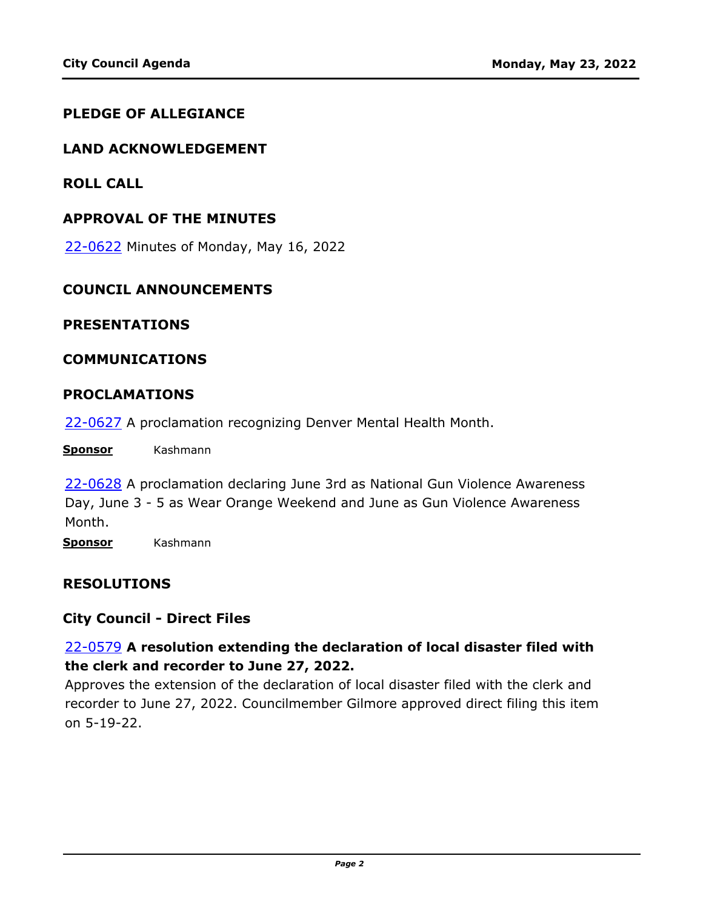## PLEDGE OF ALLEGIANCE

## LAND ACKNOWLEDGEMENT

## ROLL CALL

## APPROVAL OF THE MINUTES

22-0622 Minutes of Monday, May 16, 2022

## COUNCIL ANNOUNCEMENTS

## PRESENTATIONS

## COMMUNICATIONS

## PROCLAMATIONS

22-0627 A proclamation recognizing Denver Mental Health Month.

**Sponsor** Kashmann

22-0628 A proclamation declaring June 3rd as National Gun Violence Awareness Day, June 3 - 5 as Wear Orange Weekend and June as Gun Violence Awareness Month.

**Sponsor** Kashmann

## RESOLUTIONS

### City Council - Direct Files

22-0579 **A resolution extending the declaration of local disaster filed with the clerk and recorder to June 27, 2022.**

Approves the extension of the declaration of local disaster filed with the clerk and recorder to June 27, 2022. Councilmember Gilmore approved direct filing this item on 5-19-22.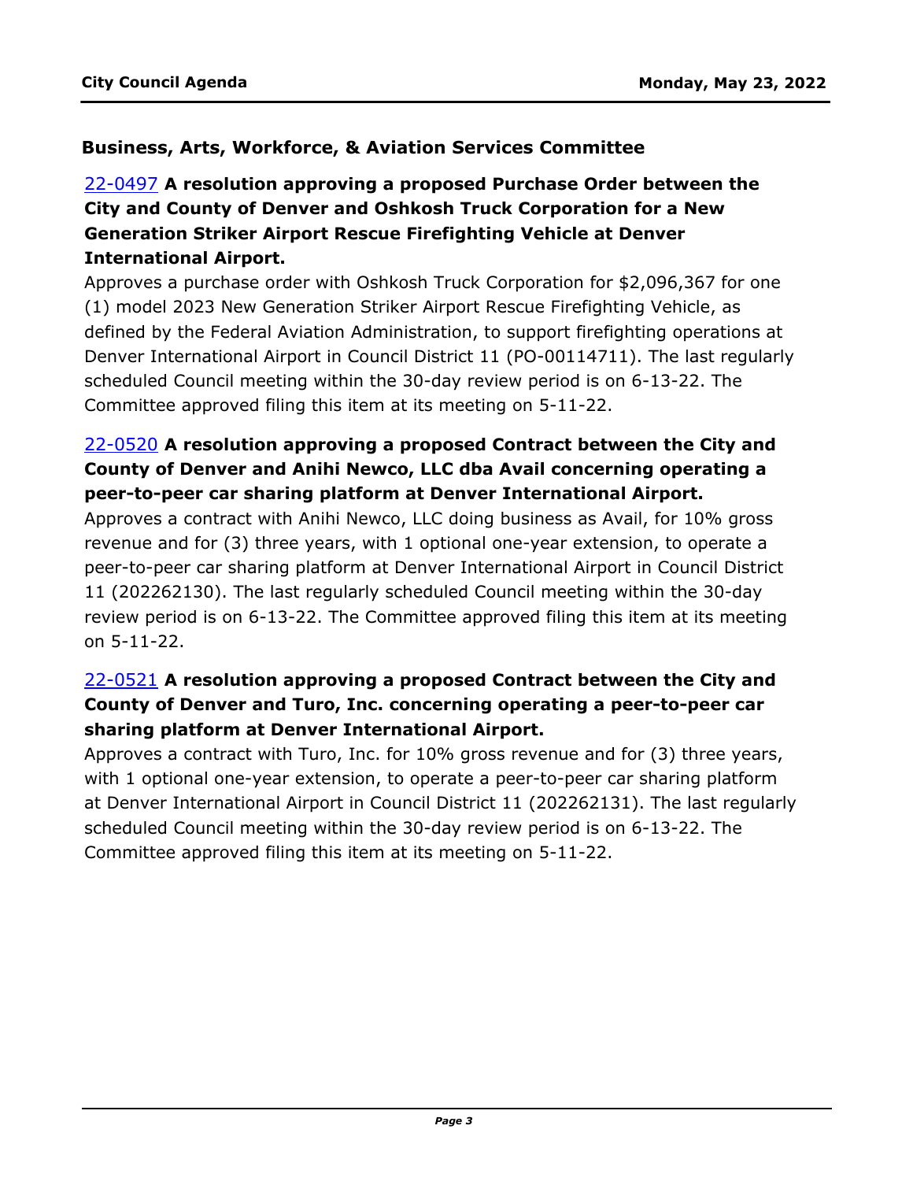### Business, Arts, Workforce, & Aviation Services Committee

[22-0497](22-0497) **A resolution approving a proposed Purchase Order between the City and County of Denver and Oshkosh Truck Corporation for a New Generation Striker Airport Rescue Firefighting Vehicle at Denver International Airport.**

Approves a purchase order with Oshkosh Truck Corporation for $2,096,367 for one (1) model 2023 New Generation Striker Airport Rescue Firefighting Vehicle, as defined by the Federal Aviation Administration, to support firefighting operations at Denver International Airport in Council District 11 (PO-00114711). The last regularly scheduled Council meeting within the 30-day review period is on 6-13-22. The Committee approved filing this item at its meeting on 5-11-22.

[22-0520](22-0520) **A resolution approving a proposed Contract between the City and County of Denver and Anihi Newco, LLC dba Avail concerning operating a peer-to-peer car sharing platform at Denver International Airport.**

Approves a contract with Anihi Newco, LLC doing business as Avail, for 10% gross revenue and for (3) three years, with 1 optional one-year extension, to operate a peer-to-peer car sharing platform at Denver International Airport in Council District 11 (202262130). The last regularly scheduled Council meeting within the 30-day review period is on 6-13-22. The Committee approved filing this item at its meeting on 5-11-22.

[22-0521](22-0521) **A resolution approving a proposed Contract between the City and County of Denver and Turo, Inc. concerning operating a peer-to-peer car sharing platform at Denver International Airport.**

Approves a contract with Turo, Inc. for 10% gross revenue and for (3) three years, with 1 optional one-year extension, to operate a peer-to-peer car sharing platform at Denver International Airport in Council District 11 (202262131). The last regularly scheduled Council meeting within the 30-day review period is on 6-13-22. The Committee approved filing this item at its meeting on 5-11-22.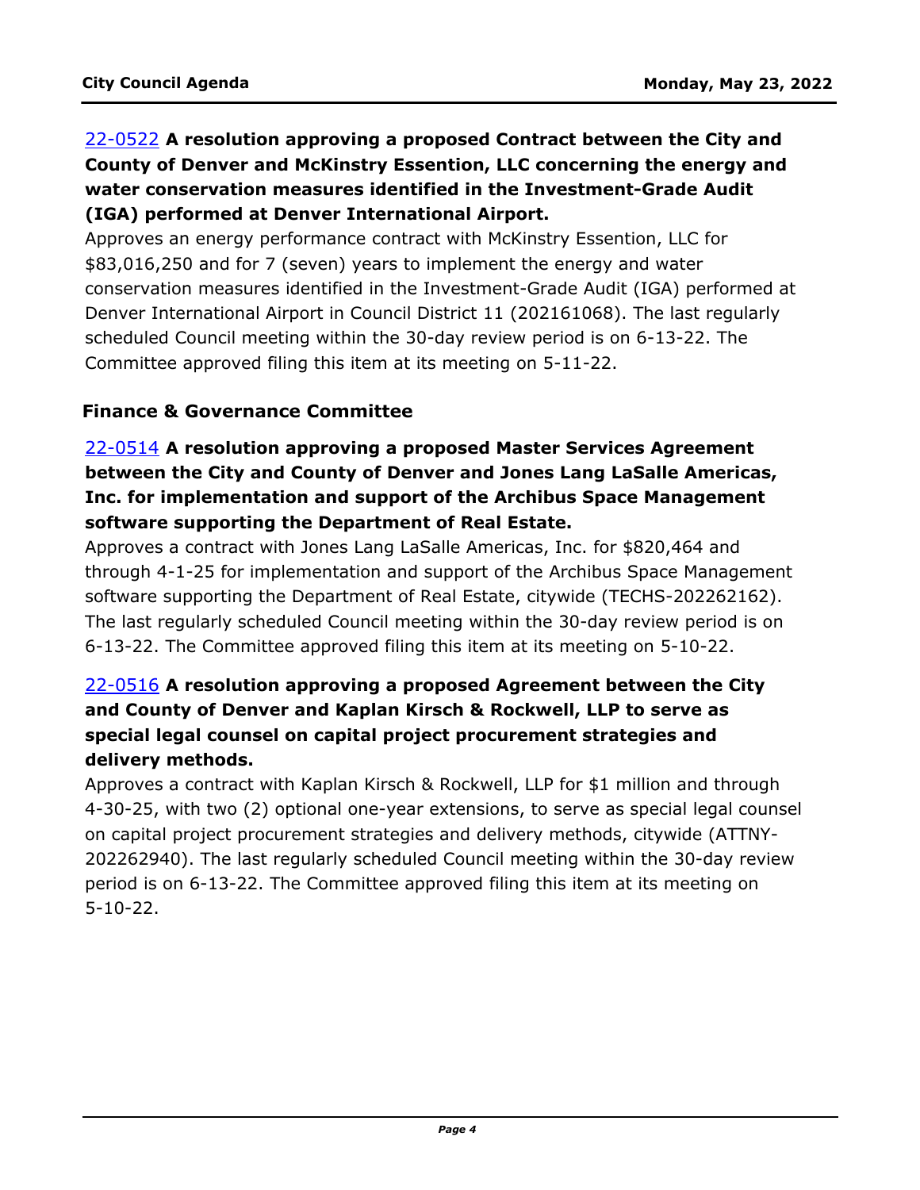**22-0522 A resolution approving a proposed Contract between the City and County of Denver and McKinstry Essention, LLC concerning the energy and water conservation measures identified in the Investment-Grade Audit (IGA) performed at Denver International Airport.**

Approves an energy performance contract with McKinstry Essention, LLC for $83,016,250 and for 7 (seven) years to implement the energy and water conservation measures identified in the Investment-Grade Audit (IGA) performed at Denver International Airport in Council District 11 (202161068). The last regularly scheduled Council meeting within the 30-day review period is on 6-13-22. The Committee approved filing this item at its meeting on 5-11-22.

## Finance & Governance Committee

**22-0514 A resolution approving a proposed Master Services Agreement between the City and County of Denver and Jones Lang LaSalle Americas, Inc. for implementation and support of the Archibus Space Management software supporting the Department of Real Estate.**

Approves a contract with Jones Lang LaSalle Americas, Inc. for $820,464 and through 4-1-25 for implementation and support of the Archibus Space Management software supporting the Department of Real Estate, citywide (TECHS-202262162). The last regularly scheduled Council meeting within the 30-day review period is on 6-13-22. The Committee approved filing this item at its meeting on 5-10-22.

**22-0516 A resolution approving a proposed Agreement between the City and County of Denver and Kaplan Kirsch & Rockwell, LLP to serve as special legal counsel on capital project procurement strategies and delivery methods.**

Approves a contract with Kaplan Kirsch & Rockwell, LLP for $1 million and through 4-30-25, with two (2) optional one-year extensions, to serve as special legal counsel on capital project procurement strategies and delivery methods, citywide (ATTNY-202262940). The last regularly scheduled Council meeting within the 30-day review period is on 6-13-22. The Committee approved filing this item at its meeting on 5-10-22.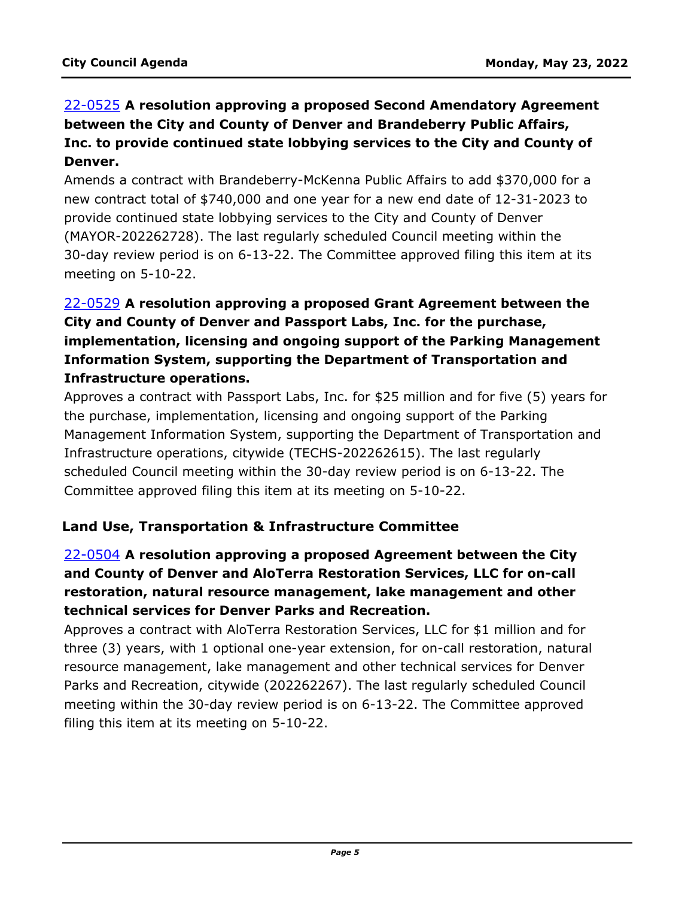22-0525 **A resolution approving a proposed Second Amendatory Agreement between the City and County of Denver and Brandeberry Public Affairs, Inc. to provide continued state lobbying services to the City and County of Denver.**

Amends a contract with Brandeberry-McKenna Public Affairs to add $370,000 for a new contract total of $740,000 and one year for a new end date of 12-31-2023 to provide continued state lobbying services to the City and County of Denver (MAYOR-202262728). The last regularly scheduled Council meeting within the 30-day review period is on 6-13-22. The Committee approved filing this item at its meeting on 5-10-22.

22-0529 **A resolution approving a proposed Grant Agreement between the City and County of Denver and Passport Labs, Inc. for the purchase, implementation, licensing and ongoing support of the Parking Management Information System, supporting the Department of Transportation and Infrastructure operations.**

Approves a contract with Passport Labs, Inc. for $25 million and for five (5) years for the purchase, implementation, licensing and ongoing support of the Parking Management Information System, supporting the Department of Transportation and Infrastructure operations, citywide (TECHS-202262615). The last regularly scheduled Council meeting within the 30-day review period is on 6-13-22. The Committee approved filing this item at its meeting on 5-10-22.

## Land Use, Transportation & Infrastructure Committee

22-0504 **A resolution approving a proposed Agreement between the City and County of Denver and AloTerra Restoration Services, LLC for on-call restoration, natural resource management, lake management and other technical services for Denver Parks and Recreation.**

Approves a contract with AloTerra Restoration Services, LLC for $1 million and for three (3) years, with 1 optional one-year extension, for on-call restoration, natural resource management, lake management and other technical services for Denver Parks and Recreation, citywide (202262267). The last regularly scheduled Council meeting within the 30-day review period is on 6-13-22. The Committee approved filing this item at its meeting on 5-10-22.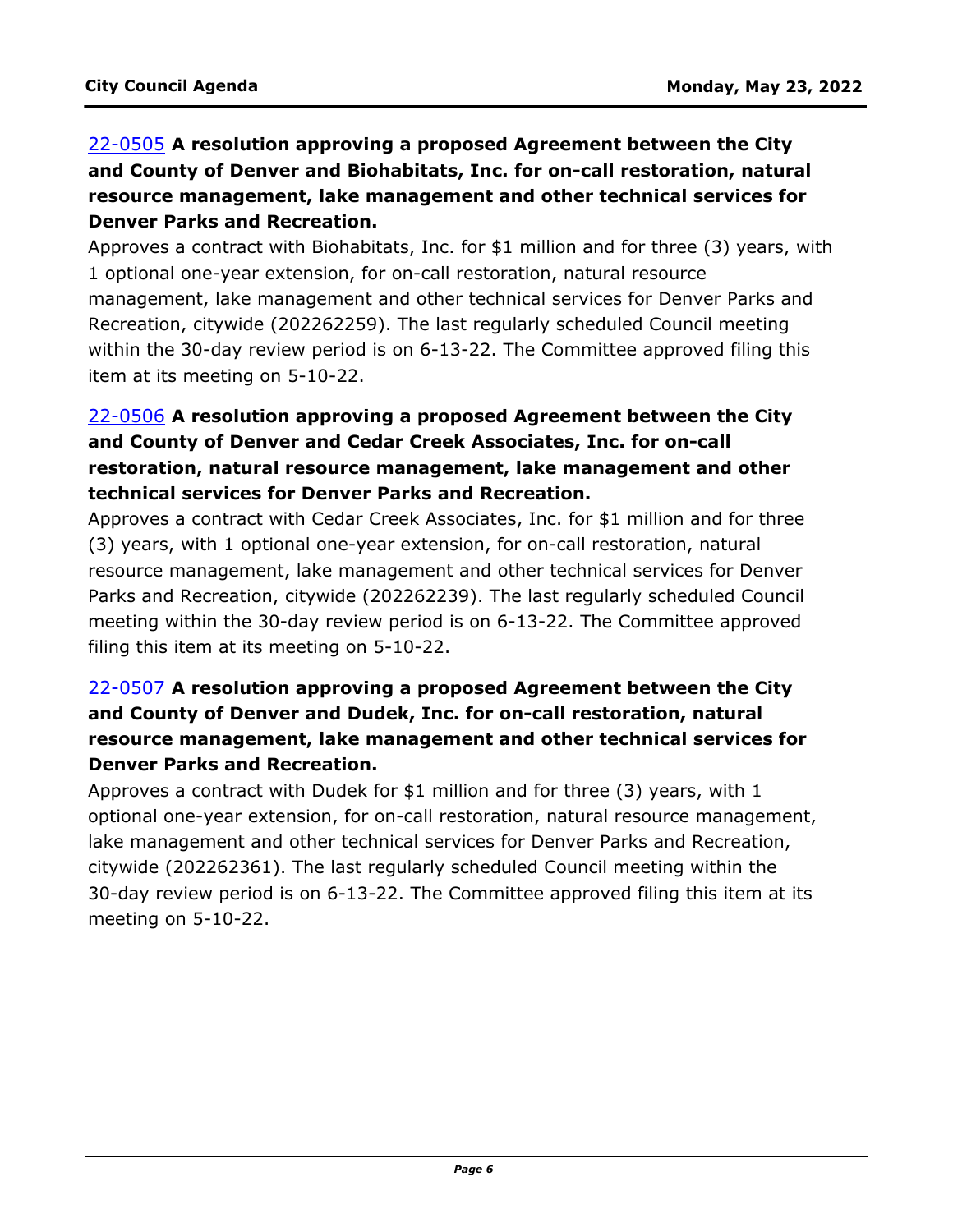[22-0505](22-0505) **A resolution approving a proposed Agreement between the City and County of Denver and Biohabitats, Inc. for on-call restoration, natural resource management, lake management and other technical services for Denver Parks and Recreation.**

Approves a contract with Biohabitats, Inc. for $1 million and for three (3) years, with 1 optional one-year extension, for on-call restoration, natural resource management, lake management and other technical services for Denver Parks and Recreation, citywide (202262259). The last regularly scheduled Council meeting within the 30-day review period is on 6-13-22. The Committee approved filing this item at its meeting on 5-10-22.

[22-0506](22-0506) **A resolution approving a proposed Agreement between the City and County of Denver and Cedar Creek Associates, Inc. for on-call restoration, natural resource management, lake management and other technical services for Denver Parks and Recreation.**

Approves a contract with Cedar Creek Associates, Inc. for $1 million and for three (3) years, with 1 optional one-year extension, for on-call restoration, natural resource management, lake management and other technical services for Denver Parks and Recreation, citywide (202262239). The last regularly scheduled Council meeting within the 30-day review period is on 6-13-22. The Committee approved filing this item at its meeting on 5-10-22.

[22-0507](22-0507) **A resolution approving a proposed Agreement between the City and County of Denver and Dudek, Inc. for on-call restoration, natural resource management, lake management and other technical services for Denver Parks and Recreation.**

Approves a contract with Dudek for $1 million and for three (3) years, with 1 optional one-year extension, for on-call restoration, natural resource management, lake management and other technical services for Denver Parks and Recreation, citywide (202262361). The last regularly scheduled Council meeting within the 30-day review period is on 6-13-22. The Committee approved filing this item at its meeting on 5-10-22.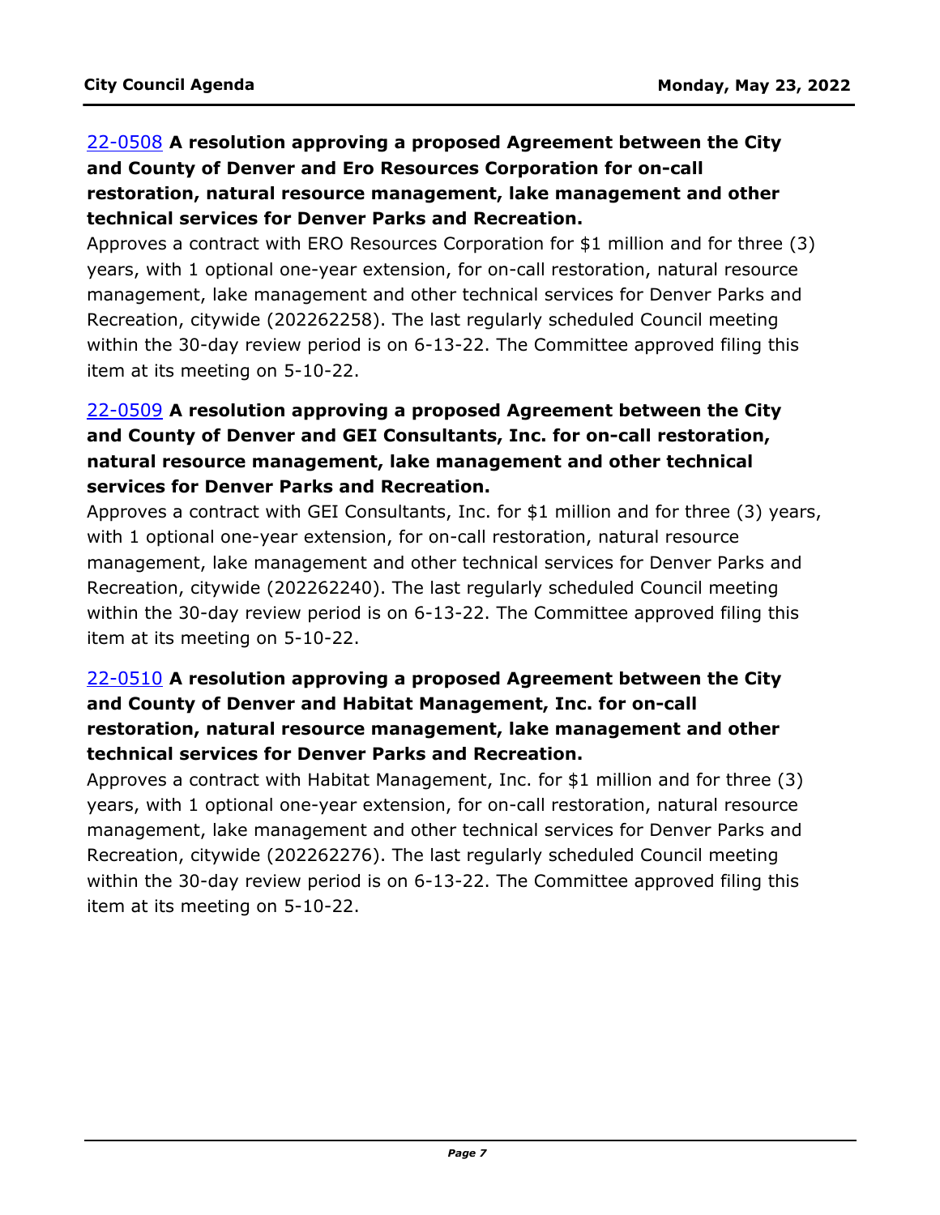22-0508 **A resolution approving a proposed Agreement between the City and County of Denver and Ero Resources Corporation for on-call restoration, natural resource management, lake management and other technical services for Denver Parks and Recreation.**

Approves a contract with ERO Resources Corporation for $1 million and for three (3) years, with 1 optional one-year extension, for on-call restoration, natural resource management, lake management and other technical services for Denver Parks and Recreation, citywide (202262258). The last regularly scheduled Council meeting within the 30-day review period is on 6-13-22. The Committee approved filing this item at its meeting on 5-10-22.

22-0509 **A resolution approving a proposed Agreement between the City and County of Denver and GEI Consultants, Inc. for on-call restoration, natural resource management, lake management and other technical services for Denver Parks and Recreation.**

Approves a contract with GEI Consultants, Inc. for $1 million and for three (3) years, with 1 optional one-year extension, for on-call restoration, natural resource management, lake management and other technical services for Denver Parks and Recreation, citywide (202262240). The last regularly scheduled Council meeting within the 30-day review period is on 6-13-22. The Committee approved filing this item at its meeting on 5-10-22.

22-0510 **A resolution approving a proposed Agreement between the City and County of Denver and Habitat Management, Inc. for on-call restoration, natural resource management, lake management and other technical services for Denver Parks and Recreation.**

Approves a contract with Habitat Management, Inc. for $1 million and for three (3) years, with 1 optional one-year extension, for on-call restoration, natural resource management, lake management and other technical services for Denver Parks and Recreation, citywide (202262276). The last regularly scheduled Council meeting within the 30-day review period is on 6-13-22. The Committee approved filing this item at its meeting on 5-10-22.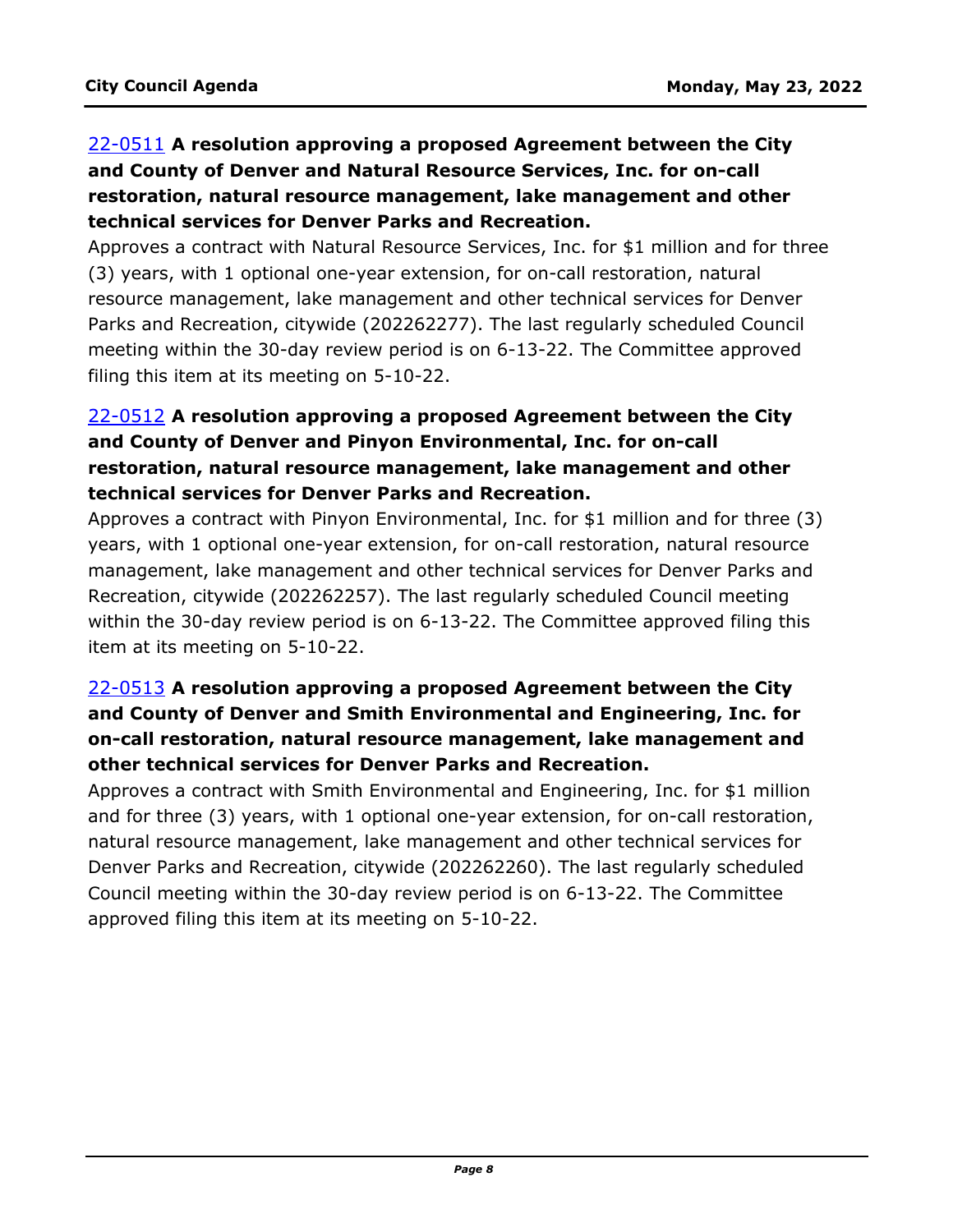22-0511 **A resolution approving a proposed Agreement between the City and County of Denver and Natural Resource Services, Inc. for on-call restoration, natural resource management, lake management and other technical services for Denver Parks and Recreation.**

Approves a contract with Natural Resource Services, Inc. for $1 million and for three (3) years, with 1 optional one-year extension, for on-call restoration, natural resource management, lake management and other technical services for Denver Parks and Recreation, citywide (202262277). The last regularly scheduled Council meeting within the 30-day review period is on 6-13-22. The Committee approved filing this item at its meeting on 5-10-22.

22-0512 **A resolution approving a proposed Agreement between the City and County of Denver and Pinyon Environmental, Inc. for on-call restoration, natural resource management, lake management and other technical services for Denver Parks and Recreation.**

Approves a contract with Pinyon Environmental, Inc. for $1 million and for three (3) years, with 1 optional one-year extension, for on-call restoration, natural resource management, lake management and other technical services for Denver Parks and Recreation, citywide (202262257). The last regularly scheduled Council meeting within the 30-day review period is on 6-13-22. The Committee approved filing this item at its meeting on 5-10-22.

22-0513 **A resolution approving a proposed Agreement between the City and County of Denver and Smith Environmental and Engineering, Inc. for on-call restoration, natural resource management, lake management and other technical services for Denver Parks and Recreation.**

Approves a contract with Smith Environmental and Engineering, Inc. for $1 million and for three (3) years, with 1 optional one-year extension, for on-call restoration, natural resource management, lake management and other technical services for Denver Parks and Recreation, citywide (202262260). The last regularly scheduled Council meeting within the 30-day review period is on 6-13-22. The Committee approved filing this item at its meeting on 5-10-22.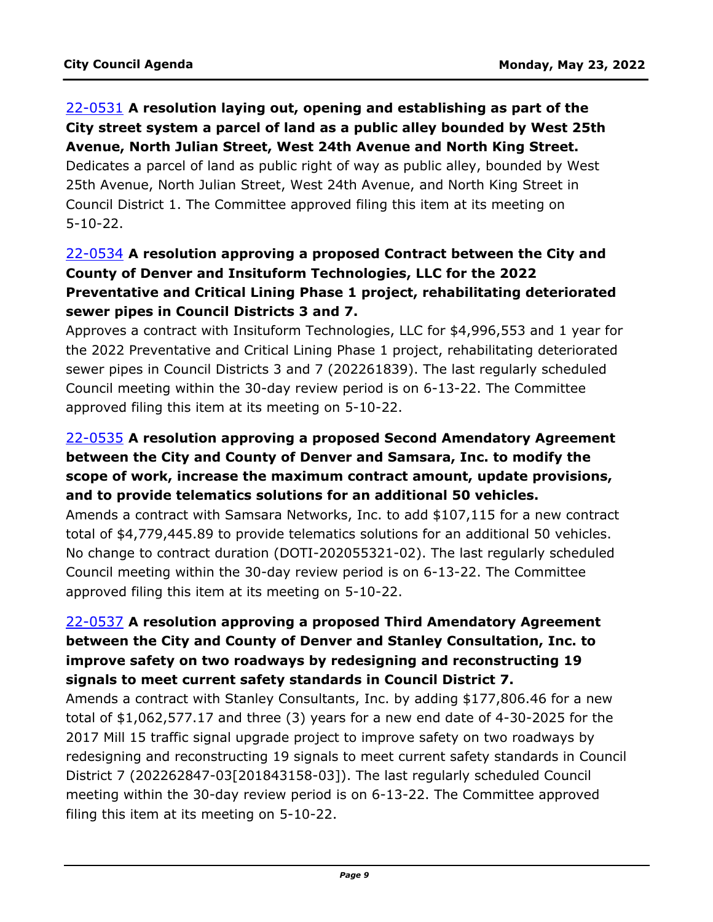**22-0531 A resolution laying out, opening and establishing as part of the City street system a parcel of land as a public alley bounded by West 25th Avenue, North Julian Street, West 24th Avenue and North King Street.**

Dedicates a parcel of land as public right of way as public alley, bounded by West 25th Avenue, North Julian Street, West 24th Avenue, and North King Street in Council District 1. The Committee approved filing this item at its meeting on 5-10-22.

**22-0534 A resolution approving a proposed Contract between the City and County of Denver and Insituform Technologies, LLC for the 2022 Preventative and Critical Lining Phase 1 project, rehabilitating deteriorated sewer pipes in Council Districts 3 and 7.**

Approves a contract with Insituform Technologies, LLC for $4,996,553 and 1 year for the 2022 Preventative and Critical Lining Phase 1 project, rehabilitating deteriorated sewer pipes in Council Districts 3 and 7 (202261839). The last regularly scheduled Council meeting within the 30-day review period is on 6-13-22. The Committee approved filing this item at its meeting on 5-10-22.

**22-0535 A resolution approving a proposed Second Amendatory Agreement between the City and County of Denver and Samsara, Inc. to modify the scope of work, increase the maximum contract amount, update provisions, and to provide telematics solutions for an additional 50 vehicles.**

Amends a contract with Samsara Networks, Inc. to add $107,115 for a new contract total of $4,779,445.89 to provide telematics solutions for an additional 50 vehicles. No change to contract duration (DOTI-202055321-02). The last regularly scheduled Council meeting within the 30-day review period is on 6-13-22. The Committee approved filing this item at its meeting on 5-10-22.

**22-0537 A resolution approving a proposed Third Amendatory Agreement between the City and County of Denver and Stanley Consultation, Inc. to improve safety on two roadways by redesigning and reconstructing 19 signals to meet current safety standards in Council District 7.**

Amends a contract with Stanley Consultants, Inc. by adding $177,806.46 for a new total of $1,062,577.17 and three (3) years for a new end date of 4-30-2025 for the 2017 Mill 15 traffic signal upgrade project to improve safety on two roadways by redesigning and reconstructing 19 signals to meet current safety standards in Council District 7 (202262847-03[201843158-03]). The last regularly scheduled Council meeting within the 30-day review period is on 6-13-22. The Committee approved filing this item at its meeting on 5-10-22.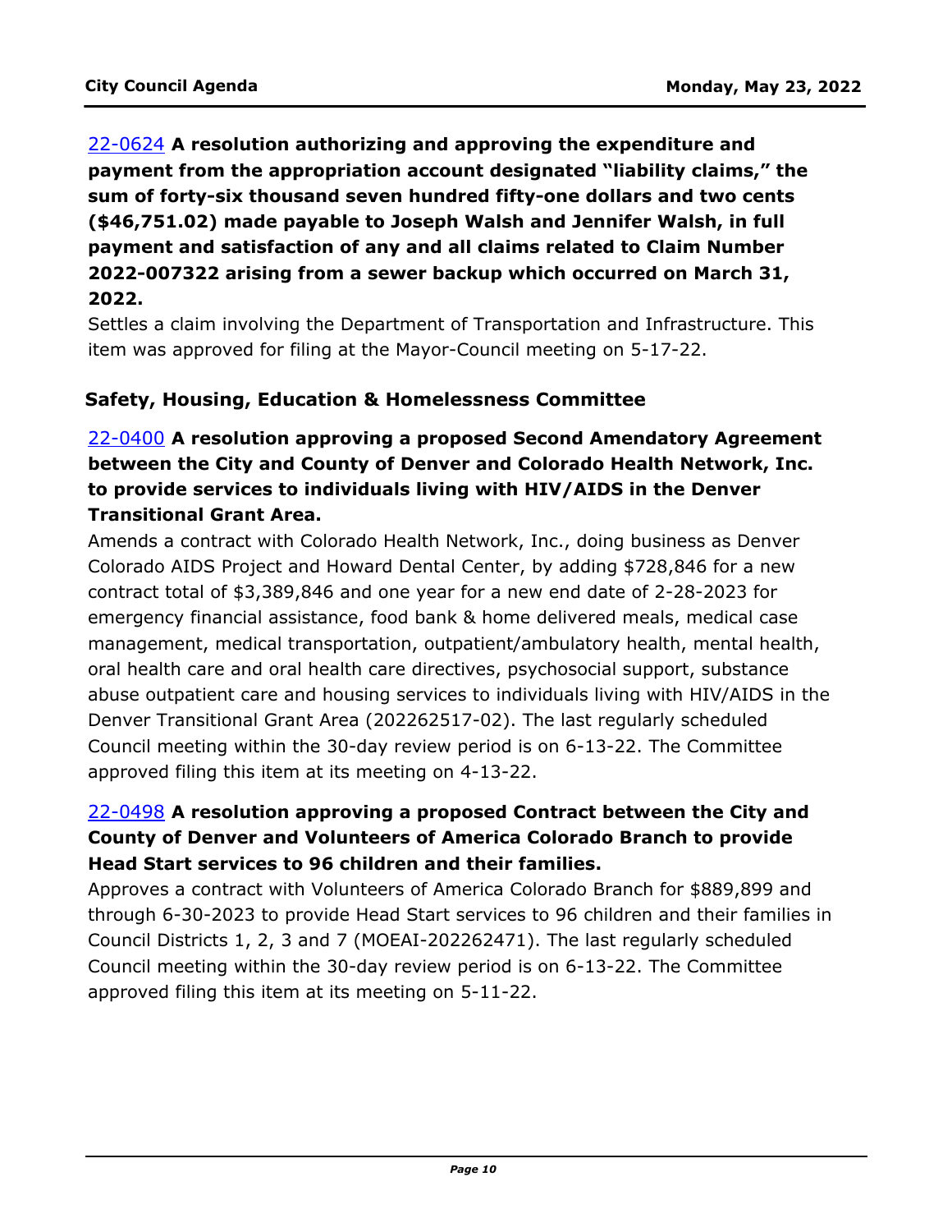**22-0624 A resolution authorizing and approving the expenditure and payment from the appropriation account designated "liability claims," the sum of forty-six thousand seven hundred fifty-one dollars and two cents ($46,751.02) made payable to Joseph Walsh and Jennifer Walsh, in full payment and satisfaction of any and all claims related to Claim Number 2022-007322 arising from a sewer backup which occurred on March 31, 2022.**

Settles a claim involving the Department of Transportation and Infrastructure. This item was approved for filing at the Mayor-Council meeting on 5-17-22.

### Safety, Housing, Education & Homelessness Committee

**22-0400 A resolution approving a proposed Second Amendatory Agreement between the City and County of Denver and Colorado Health Network, Inc. to provide services to individuals living with HIV/AIDS in the Denver Transitional Grant Area.**

Amends a contract with Colorado Health Network, Inc., doing business as Denver Colorado AIDS Project and Howard Dental Center, by adding $728,846 for a new contract total of $3,389,846 and one year for a new end date of 2-28-2023 for emergency financial assistance, food bank & home delivered meals, medical case management, medical transportation, outpatient/ambulatory health, mental health, oral health care and oral health care directives, psychosocial support, substance abuse outpatient care and housing services to individuals living with HIV/AIDS in the Denver Transitional Grant Area (202262517-02). The last regularly scheduled Council meeting within the 30-day review period is on 6-13-22. The Committee approved filing this item at its meeting on 4-13-22.

**22-0498 A resolution approving a proposed Contract between the City and County of Denver and Volunteers of America Colorado Branch to provide Head Start services to 96 children and their families.**

Approves a contract with Volunteers of America Colorado Branch for $889,899 and through 6-30-2023 to provide Head Start services to 96 children and their families in Council Districts 1, 2, 3 and 7 (MOEAI-202262471). The last regularly scheduled Council meeting within the 30-day review period is on 6-13-22. The Committee approved filing this item at its meeting on 5-11-22.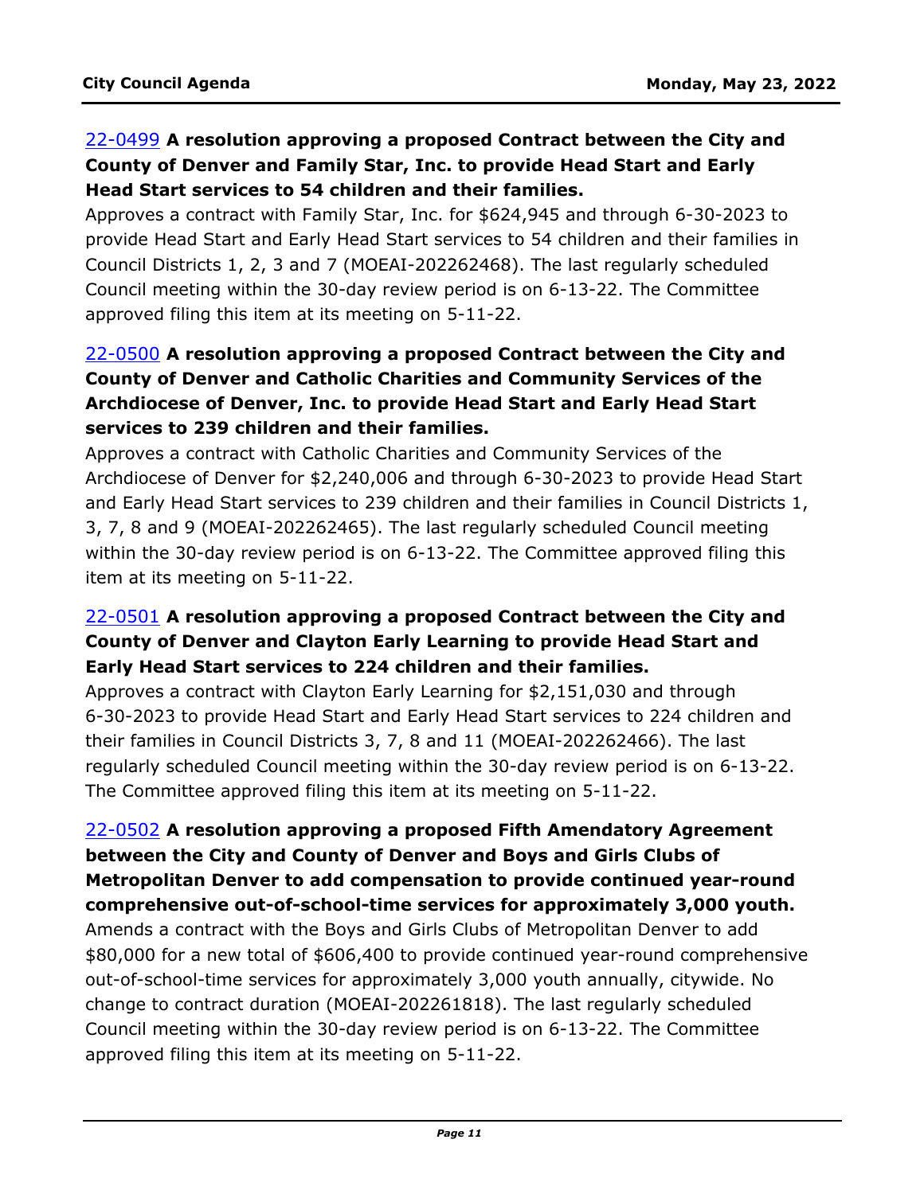[22-0499](#) **A resolution approving a proposed Contract between the City and County of Denver and Family Star, Inc. to provide Head Start and Early Head Start services to 54 children and their families.**

Approves a contract with Family Star, Inc. for $624,945 and through 6-30-2023 to provide Head Start and Early Head Start services to 54 children and their families in Council Districts 1, 2, 3 and 7 (MOEAI-202262468). The last regularly scheduled Council meeting within the 30-day review period is on 6-13-22. The Committee approved filing this item at its meeting on 5-11-22.

[22-0500](#) **A resolution approving a proposed Contract between the City and County of Denver and Catholic Charities and Community Services of the Archdiocese of Denver, Inc. to provide Head Start and Early Head Start services to 239 children and their families.**

Approves a contract with Catholic Charities and Community Services of the Archdiocese of Denver for $2,240,006 and through 6-30-2023 to provide Head Start and Early Head Start services to 239 children and their families in Council Districts 1, 3, 7, 8 and 9 (MOEAI-202262465). The last regularly scheduled Council meeting within the 30-day review period is on 6-13-22. The Committee approved filing this item at its meeting on 5-11-22.

[22-0501](#) **A resolution approving a proposed Contract between the City and County of Denver and Clayton Early Learning to provide Head Start and Early Head Start services to 224 children and their families.**

Approves a contract with Clayton Early Learning for $2,151,030 and through 6-30-2023 to provide Head Start and Early Head Start services to 224 children and their families in Council Districts 3, 7, 8 and 11 (MOEAI-202262466). The last regularly scheduled Council meeting within the 30-day review period is on 6-13-22. The Committee approved filing this item at its meeting on 5-11-22.

[22-0502](#) **A resolution approving a proposed Fifth Amendatory Agreement between the City and County of Denver and Boys and Girls Clubs of Metropolitan Denver to add compensation to provide continued year-round comprehensive out-of-school-time services for approximately 3,000 youth.**

Amends a contract with the Boys and Girls Clubs of Metropolitan Denver to add $80,000 for a new total of $606,400 to provide continued year-round comprehensive out-of-school-time services for approximately 3,000 youth annually, citywide. No change to contract duration (MOEAI-202261818). The last regularly scheduled Council meeting within the 30-day review period is on 6-13-22. The Committee approved filing this item at its meeting on 5-11-22.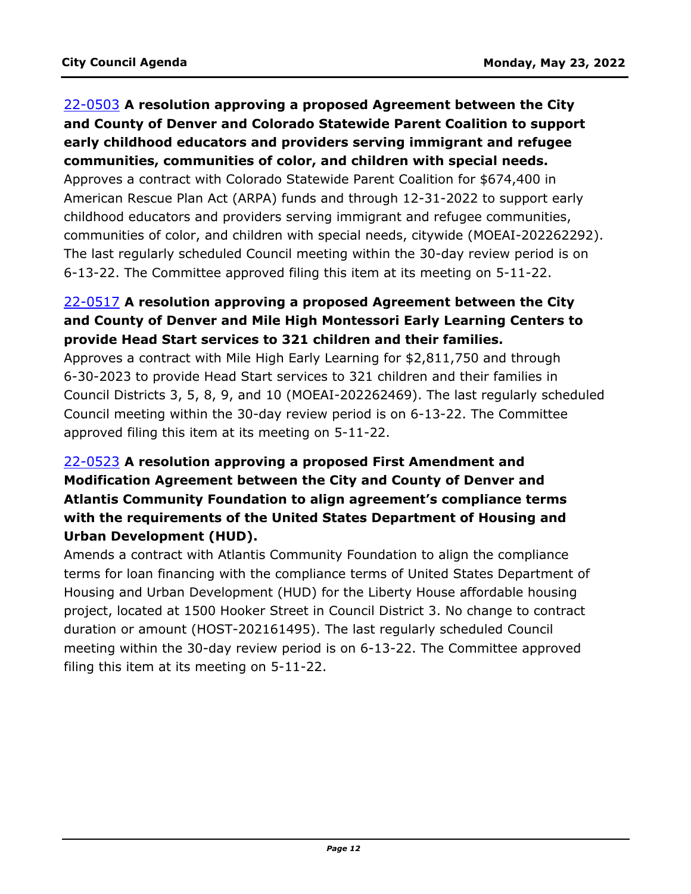22-0503 **A resolution approving a proposed Agreement between the City and County of Denver and Colorado Statewide Parent Coalition to support early childhood educators and providers serving immigrant and refugee communities, communities of color, and children with special needs.**
Approves a contract with Colorado Statewide Parent Coalition for $674,400 in American Rescue Plan Act (ARPA) funds and through 12-31-2022 to support early childhood educators and providers serving immigrant and refugee communities, communities of color, and children with special needs, citywide (MOEAI-202262292). The last regularly scheduled Council meeting within the 30-day review period is on 6-13-22. The Committee approved filing this item at its meeting on 5-11-22.

22-0517 **A resolution approving a proposed Agreement between the City and County of Denver and Mile High Montessori Early Learning Centers to provide Head Start services to 321 children and their families.**
Approves a contract with Mile High Early Learning for $2,811,750 and through 6-30-2023 to provide Head Start services to 321 children and their families in Council Districts 3, 5, 8, 9, and 10 (MOEAI-202262469). The last regularly scheduled Council meeting within the 30-day review period is on 6-13-22. The Committee approved filing this item at its meeting on 5-11-22.

22-0523 **A resolution approving a proposed First Amendment and Modification Agreement between the City and County of Denver and Atlantis Community Foundation to align agreement's compliance terms with the requirements of the United States Department of Housing and Urban Development (HUD).**
Amends a contract with Atlantis Community Foundation to align the compliance terms for loan financing with the compliance terms of United States Department of Housing and Urban Development (HUD) for the Liberty House affordable housing project, located at 1500 Hooker Street in Council District 3. No change to contract duration or amount (HOST-202161495). The last regularly scheduled Council meeting within the 30-day review period is on 6-13-22. The Committee approved filing this item at its meeting on 5-11-22.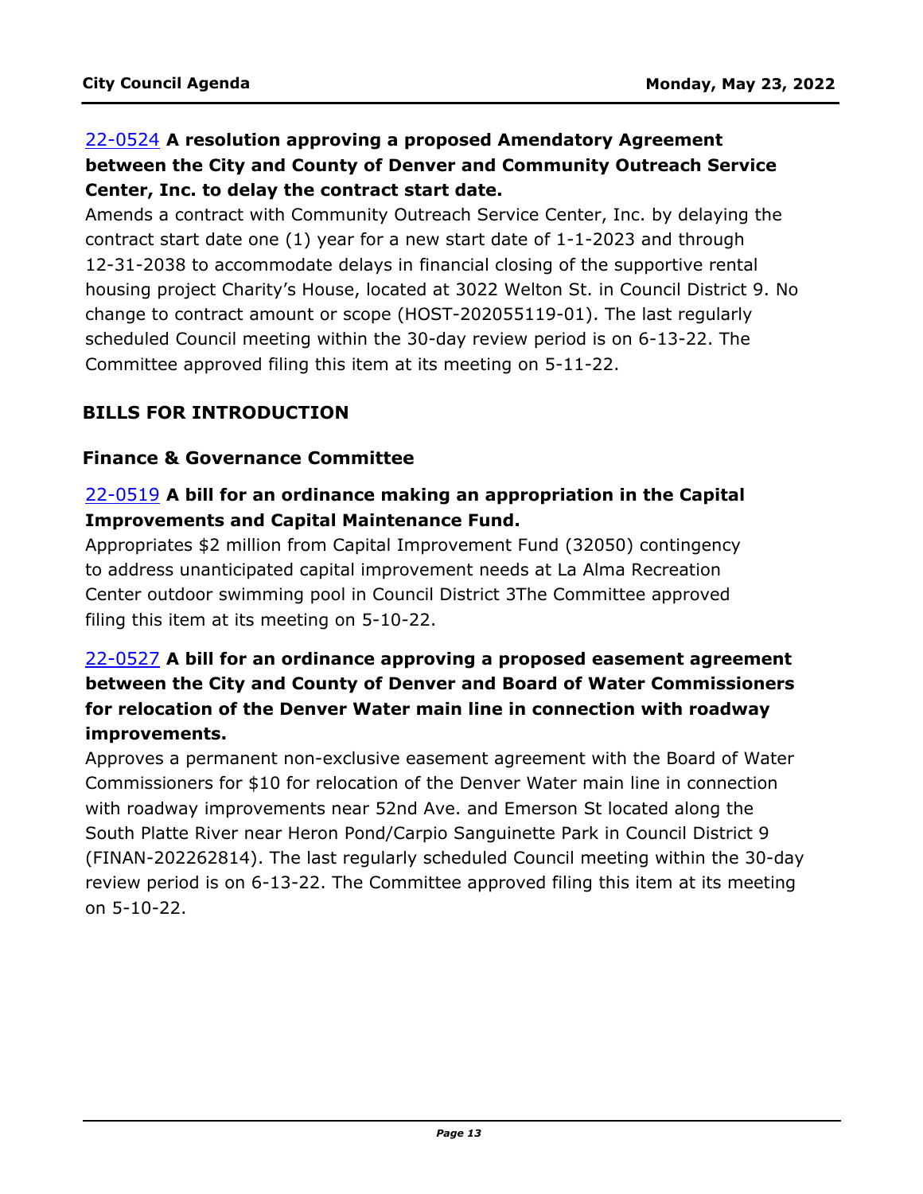[22-0524](22-0524) **A resolution approving a proposed Amendatory Agreement between the City and County of Denver and Community Outreach Service Center, Inc. to delay the contract start date.**

Amends a contract with Community Outreach Service Center, Inc. by delaying the contract start date one (1) year for a new start date of 1-1-2023 and through 12-31-2038 to accommodate delays in financial closing of the supportive rental housing project Charity's House, located at 3022 Welton St. in Council District 9. No change to contract amount or scope (HOST-202055119-01). The last regularly scheduled Council meeting within the 30-day review period is on 6-13-22. The Committee approved filing this item at its meeting on 5-11-22.

## BILLS FOR INTRODUCTION

### Finance & Governance Committee

22-0519 **A bill for an ordinance making an appropriation in the Capital Improvements and Capital Maintenance Fund.**

Appropriates $2 million from Capital Improvement Fund (32050) contingency to address unanticipated capital improvement needs at La Alma Recreation Center outdoor swimming pool in Council District 3The Committee approved filing this item at its meeting on 5-10-22.

22-0527 **A bill for an ordinance approving a proposed easement agreement between the City and County of Denver and Board of Water Commissioners for relocation of the Denver Water main line in connection with roadway improvements.**

Approves a permanent non-exclusive easement agreement with the Board of Water Commissioners for $10 for relocation of the Denver Water main line in connection with roadway improvements near 52nd Ave. and Emerson St located along the South Platte River near Heron Pond/Carpio Sanguinette Park in Council District 9 (FINAN-202262814). The last regularly scheduled Council meeting within the 30-day review period is on 6-13-22. The Committee approved filing this item at its meeting on 5-10-22.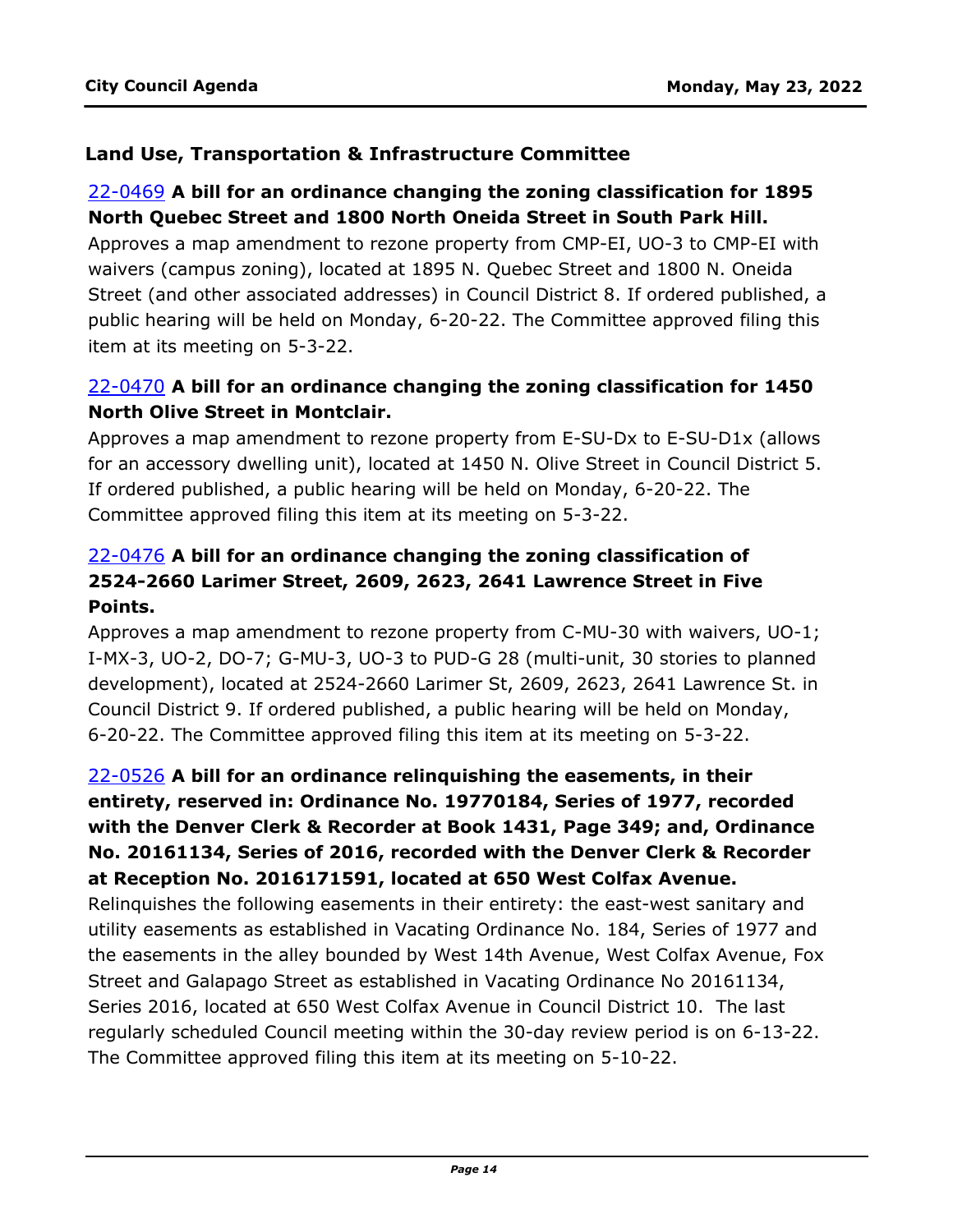### Land Use, Transportation & Infrastructure Committee

22-0469 **A bill for an ordinance changing the zoning classification for 1895 North Quebec Street and 1800 North Oneida Street in South Park Hill.**

Approves a map amendment to rezone property from CMP-EI, UO-3 to CMP-EI with waivers (campus zoning), located at 1895 N. Quebec Street and 1800 N. Oneida Street (and other associated addresses) in Council District 8. If ordered published, a public hearing will be held on Monday, 6-20-22. The Committee approved filing this item at its meeting on 5-3-22.

22-0470 **A bill for an ordinance changing the zoning classification for 1450 North Olive Street in Montclair.**

Approves a map amendment to rezone property from E-SU-Dx to E-SU-D1x (allows for an accessory dwelling unit), located at 1450 N. Olive Street in Council District 5. If ordered published, a public hearing will be held on Monday, 6-20-22. The Committee approved filing this item at its meeting on 5-3-22.

22-0476 **A bill for an ordinance changing the zoning classification of 2524-2660 Larimer Street, 2609, 2623, 2641 Lawrence Street in Five Points.**

Approves a map amendment to rezone property from C-MU-30 with waivers, UO-1; I-MX-3, UO-2, DO-7; G-MU-3, UO-3 to PUD-G 28 (multi-unit, 30 stories to planned development), located at 2524-2660 Larimer St, 2609, 2623, 2641 Lawrence St. in Council District 9. If ordered published, a public hearing will be held on Monday, 6-20-22. The Committee approved filing this item at its meeting on 5-3-22.

22-0526 **A bill for an ordinance relinquishing the easements, in their entirety, reserved in: Ordinance No. 19770184, Series of 1977, recorded with the Denver Clerk & Recorder at Book 1431, Page 349; and, Ordinance No. 20161134, Series of 2016, recorded with the Denver Clerk & Recorder at Reception No. 2016171591, located at 650 West Colfax Avenue.**

Relinquishes the following easements in their entirety: the east-west sanitary and utility easements as established in Vacating Ordinance No. 184, Series of 1977 and the easements in the alley bounded by West 14th Avenue, West Colfax Avenue, Fox Street and Galapago Street as established in Vacating Ordinance No 20161134, Series 2016, located at 650 West Colfax Avenue in Council District 10. The last regularly scheduled Council meeting within the 30-day review period is on 6-13-22. The Committee approved filing this item at its meeting on 5-10-22.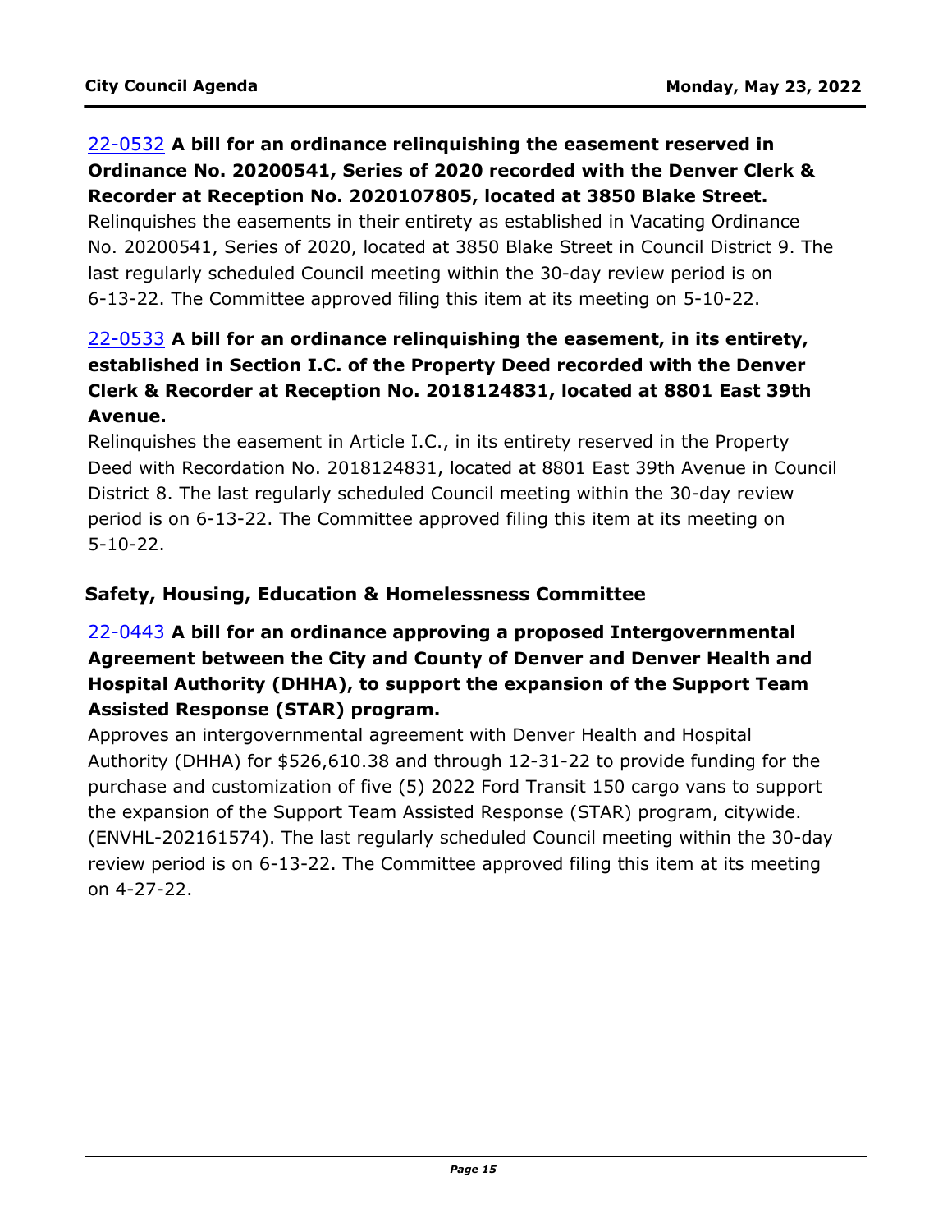[22-0532](22-0532) **A bill for an ordinance relinquishing the easement reserved in Ordinance No. 20200541, Series of 2020 recorded with the Denver Clerk & Recorder at Reception No. 2020107805, located at 3850 Blake Street.**
Relinquishes the easements in their entirety as established in Vacating Ordinance No. 20200541, Series of 2020, located at 3850 Blake Street in Council District 9. The last regularly scheduled Council meeting within the 30-day review period is on 6-13-22. The Committee approved filing this item at its meeting on 5-10-22.

[22-0533](22-0533) **A bill for an ordinance relinquishing the easement, in its entirety, established in Section I.C. of the Property Deed recorded with the Denver Clerk & Recorder at Reception No. 2018124831, located at 8801 East 39th Avenue.**
Relinquishes the easement in Article I.C., in its entirety reserved in the Property Deed with Recordation No. 2018124831, located at 8801 East 39th Avenue in Council District 8. The last regularly scheduled Council meeting within the 30-day review period is on 6-13-22. The Committee approved filing this item at its meeting on 5-10-22.

### Safety, Housing, Education & Homelessness Committee

[22-0443](22-0443) **A bill for an ordinance approving a proposed Intergovernmental Agreement between the City and County of Denver and Denver Health and Hospital Authority (DHHA), to support the expansion of the Support Team Assisted Response (STAR) program.**
Approves an intergovernmental agreement with Denver Health and Hospital Authority (DHHA) for $526,610.38 and through 12-31-22 to provide funding for the purchase and customization of five (5) 2022 Ford Transit 150 cargo vans to support the expansion of the Support Team Assisted Response (STAR) program, citywide. (ENVHL-202161574). The last regularly scheduled Council meeting within the 30-day review period is on 6-13-22. The Committee approved filing this item at its meeting on 4-27-22.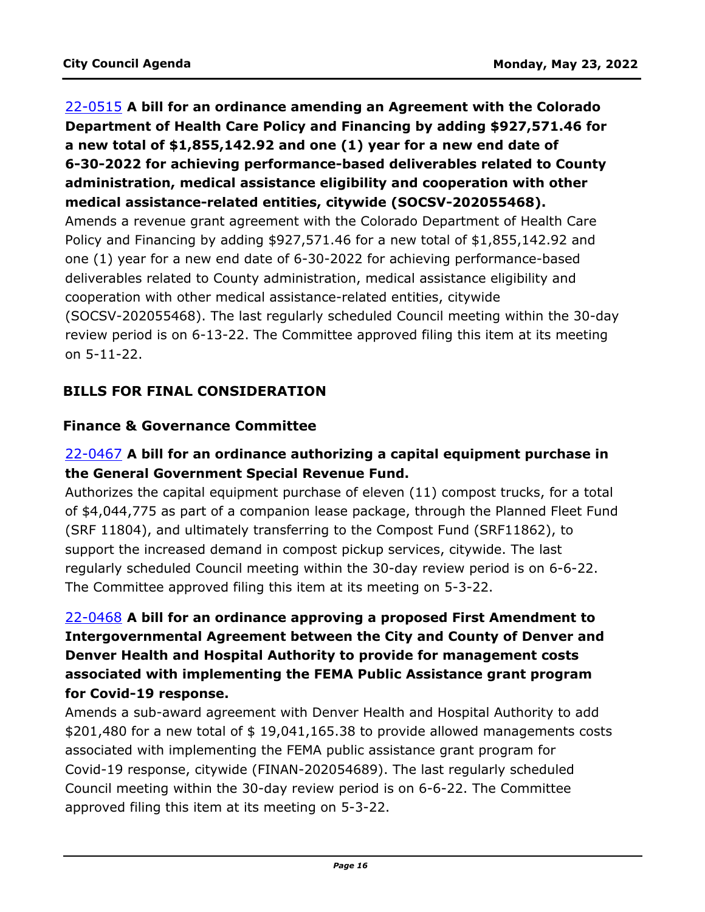**22-0515 A bill for an ordinance amending an Agreement with the Colorado Department of Health Care Policy and Financing by adding $927,571.46 for a new total of $1,855,142.92 and one (1) year for a new end date of 6-30-2022 for achieving performance-based deliverables related to County administration, medical assistance eligibility and cooperation with other medical assistance-related entities, citywide (SOCSV-202055468).**

Amends a revenue grant agreement with the Colorado Department of Health Care Policy and Financing by adding $927,571.46 for a new total of $1,855,142.92 and one (1) year for a new end date of 6-30-2022 for achieving performance-based deliverables related to County administration, medical assistance eligibility and cooperation with other medical assistance-related entities, citywide (SOCSV-202055468). The last regularly scheduled Council meeting within the 30-day review period is on 6-13-22. The Committee approved filing this item at its meeting on 5-11-22.

## BILLS FOR FINAL CONSIDERATION

### Finance & Governance Committee

**22-0467 A bill for an ordinance authorizing a capital equipment purchase in the General Government Special Revenue Fund.**

Authorizes the capital equipment purchase of eleven (11) compost trucks, for a total of $4,044,775 as part of a companion lease package, through the Planned Fleet Fund (SRF 11804), and ultimately transferring to the Compost Fund (SRF11862), to support the increased demand in compost pickup services, citywide. The last regularly scheduled Council meeting within the 30-day review period is on 6-6-22. The Committee approved filing this item at its meeting on 5-3-22.

**22-0468 A bill for an ordinance approving a proposed First Amendment to Intergovernmental Agreement between the City and County of Denver and Denver Health and Hospital Authority to provide for management costs associated with implementing the FEMA Public Assistance grant program for Covid-19 response.**

Amends a sub-award agreement with Denver Health and Hospital Authority to add $201,480 for a new total of $ 19,041,165.38 to provide allowed managements costs associated with implementing the FEMA public assistance grant program for Covid-19 response, citywide (FINAN-202054689). The last regularly scheduled Council meeting within the 30-day review period is on 6-6-22. The Committee approved filing this item at its meeting on 5-3-22.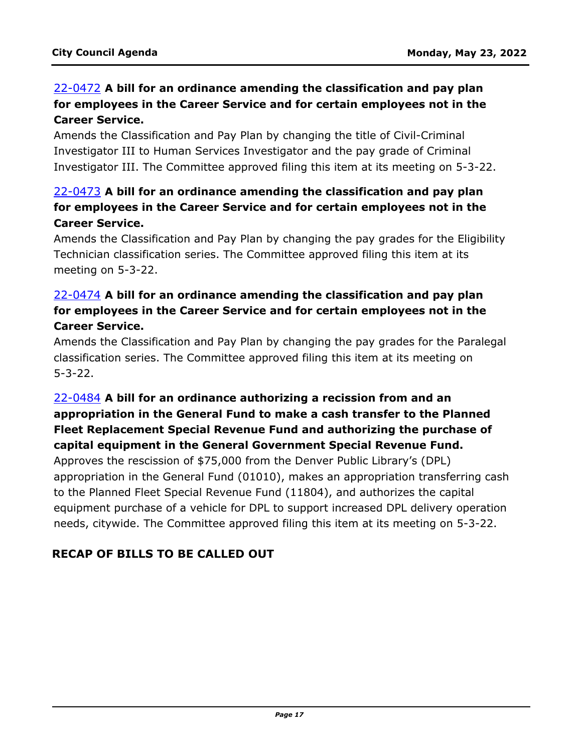[22-0472](22-0472) **A bill for an ordinance amending the classification and pay plan for employees in the Career Service and for certain employees not in the Career Service.**
Amends the Classification and Pay Plan by changing the title of Civil-Criminal Investigator III to Human Services Investigator and the pay grade of Criminal Investigator III. The Committee approved filing this item at its meeting on 5-3-22.

[22-0473](22-0473) **A bill for an ordinance amending the classification and pay plan for employees in the Career Service and for certain employees not in the Career Service.**
Amends the Classification and Pay Plan by changing the pay grades for the Eligibility Technician classification series. The Committee approved filing this item at its meeting on 5-3-22.

[22-0474](22-0474) **A bill for an ordinance amending the classification and pay plan for employees in the Career Service and for certain employees not in the Career Service.**
Amends the Classification and Pay Plan by changing the pay grades for the Paralegal classification series. The Committee approved filing this item at its meeting on 5-3-22.

[22-0484](22-0484) **A bill for an ordinance authorizing a recission from and an appropriation in the General Fund to make a cash transfer to the Planned Fleet Replacement Special Revenue Fund and authorizing the purchase of capital equipment in the General Government Special Revenue Fund.**
Approves the rescission of $75,000 from the Denver Public Library's (DPL) appropriation in the General Fund (01010), makes an appropriation transferring cash to the Planned Fleet Special Revenue Fund (11804), and authorizes the capital equipment purchase of a vehicle for DPL to support increased DPL delivery operation needs, citywide. The Committee approved filing this item at its meeting on 5-3-22.

## RECAP OF BILLS TO BE CALLED OUT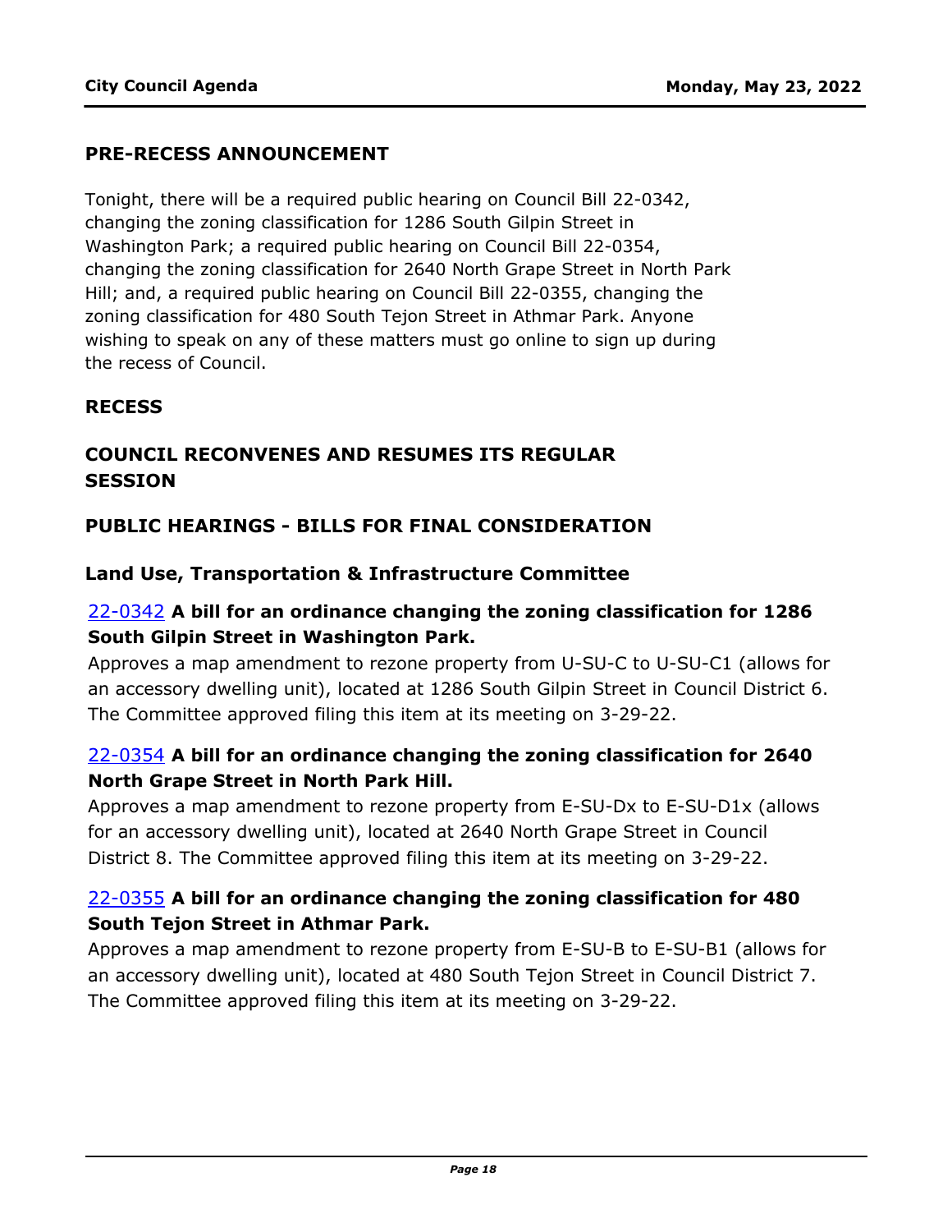## PRE-RECESS ANNOUNCEMENT

Tonight, there will be a required public hearing on Council Bill 22-0342, changing the zoning classification for 1286 South Gilpin Street in Washington Park; a required public hearing on Council Bill 22-0354, changing the zoning classification for 2640 North Grape Street in North Park Hill; and, a required public hearing on Council Bill 22-0355, changing the zoning classification for 480 South Tejon Street in Athmar Park. Anyone wishing to speak on any of these matters must go online to sign up during the recess of Council.

## RECESS

## COUNCIL RECONVENES AND RESUMES ITS REGULAR SESSION

## PUBLIC HEARINGS - BILLS FOR FINAL CONSIDERATION

### Land Use, Transportation & Infrastructure Committee

22-0342 **A bill for an ordinance changing the zoning classification for 1286 South Gilpin Street in Washington Park.**

Approves a map amendment to rezone property from U-SU-C to U-SU-C1 (allows for an accessory dwelling unit), located at 1286 South Gilpin Street in Council District 6. The Committee approved filing this item at its meeting on 3-29-22.

22-0354 **A bill for an ordinance changing the zoning classification for 2640 North Grape Street in North Park Hill.**

Approves a map amendment to rezone property from E-SU-Dx to E-SU-D1x (allows for an accessory dwelling unit), located at 2640 North Grape Street in Council District 8. The Committee approved filing this item at its meeting on 3-29-22.

22-0355 **A bill for an ordinance changing the zoning classification for 480 South Tejon Street in Athmar Park.**

Approves a map amendment to rezone property from E-SU-B to E-SU-B1 (allows for an accessory dwelling unit), located at 480 South Tejon Street in Council District 7. The Committee approved filing this item at its meeting on 3-29-22.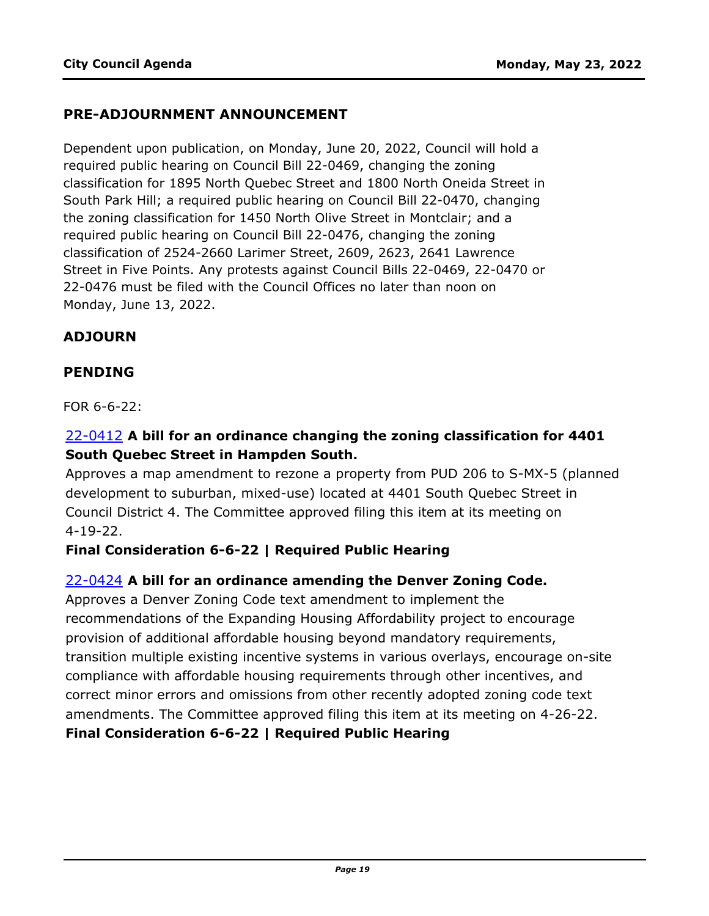## PRE-ADJOURNMENT ANNOUNCEMENT

Dependent upon publication, on Monday, June 20, 2022, Council will hold a required public hearing on Council Bill 22-0469, changing the zoning classification for 1895 North Quebec Street and 1800 North Oneida Street in South Park Hill; a required public hearing on Council Bill 22-0470, changing the zoning classification for 1450 North Olive Street in Montclair; and a required public hearing on Council Bill 22-0476, changing the zoning classification of 2524-2660 Larimer Street, 2609, 2623, 2641 Lawrence Street in Five Points. Any protests against Council Bills 22-0469, 22-0470 or 22-0476 must be filed with the Council Offices no later than noon on Monday, June 13, 2022.

## ADJOURN

## PENDING

FOR 6-6-22:

22-0412 **A bill for an ordinance changing the zoning classification for 4401 South Quebec Street in Hampden South.**

Approves a map amendment to rezone a property from PUD 206 to S-MX-5 (planned development to suburban, mixed-use) located at 4401 South Quebec Street in Council District 4. The Committee approved filing this item at its meeting on 4-19-22.

**Final Consideration 6-6-22 | Required Public Hearing**

22-0424 **A bill for an ordinance amending the Denver Zoning Code.**

Approves a Denver Zoning Code text amendment to implement the recommendations of the Expanding Housing Affordability project to encourage provision of additional affordable housing beyond mandatory requirements, transition multiple existing incentive systems in various overlays, encourage on-site compliance with affordable housing requirements through other incentives, and correct minor errors and omissions from other recently adopted zoning code text amendments. The Committee approved filing this item at its meeting on 4-26-22.

**Final Consideration 6-6-22 | Required Public Hearing**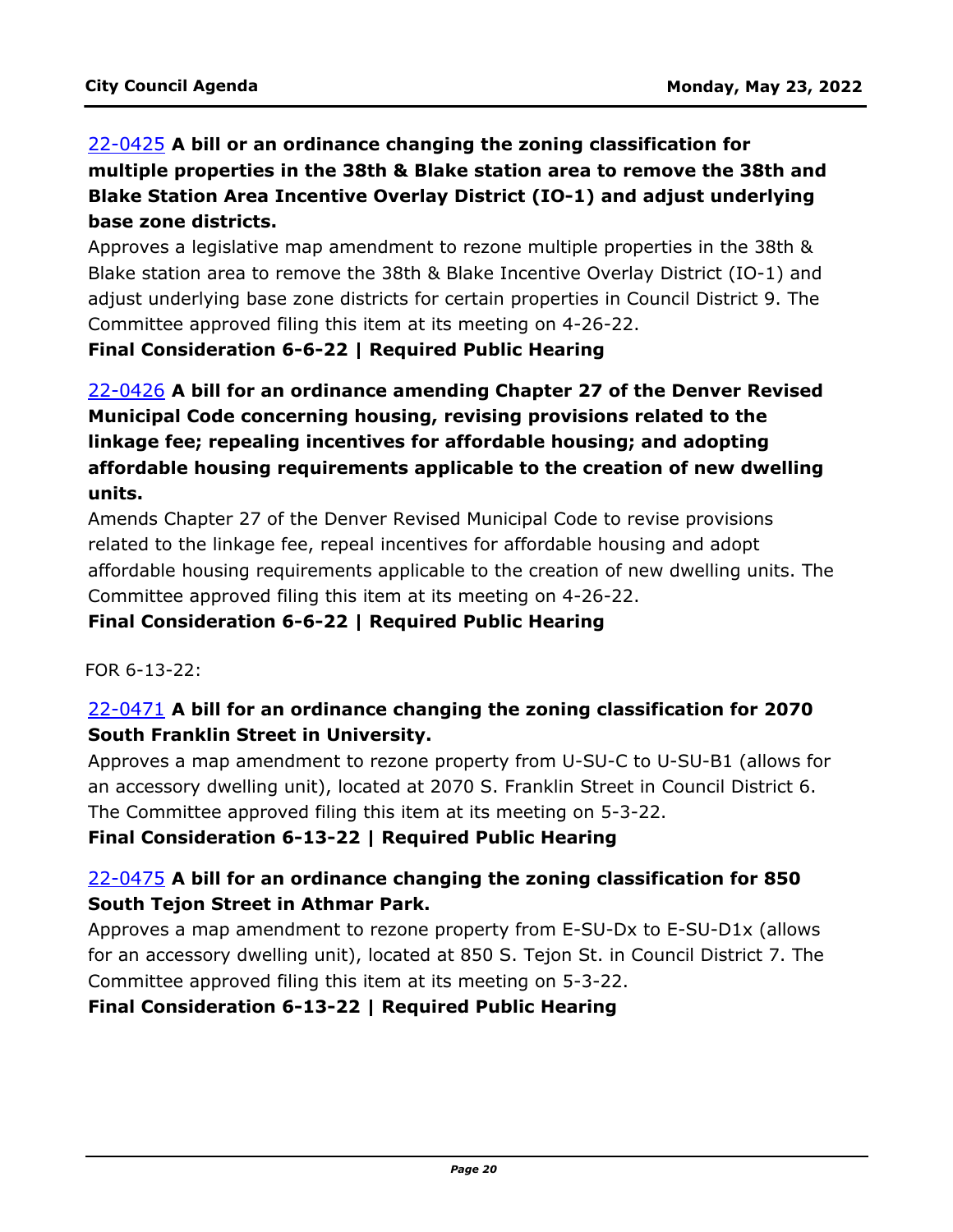22-0425 **A bill or an ordinance changing the zoning classification for multiple properties in the 38th & Blake station area to remove the 38th and Blake Station Area Incentive Overlay District (IO-1) and adjust underlying base zone districts.**

Approves a legislative map amendment to rezone multiple properties in the 38th & Blake station area to remove the 38th & Blake Incentive Overlay District (IO-1) and adjust underlying base zone districts for certain properties in Council District 9. The Committee approved filing this item at its meeting on 4-26-22.

**Final Consideration 6-6-22 | Required Public Hearing**

22-0426 **A bill for an ordinance amending Chapter 27 of the Denver Revised Municipal Code concerning housing, revising provisions related to the linkage fee; repealing incentives for affordable housing; and adopting affordable housing requirements applicable to the creation of new dwelling units.**

Amends Chapter 27 of the Denver Revised Municipal Code to revise provisions related to the linkage fee, repeal incentives for affordable housing and adopt affordable housing requirements applicable to the creation of new dwelling units. The Committee approved filing this item at its meeting on 4-26-22.

**Final Consideration 6-6-22 | Required Public Hearing**

FOR 6-13-22:

22-0471 **A bill for an ordinance changing the zoning classification for 2070 South Franklin Street in University.**

Approves a map amendment to rezone property from U-SU-C to U-SU-B1 (allows for an accessory dwelling unit), located at 2070 S. Franklin Street in Council District 6. The Committee approved filing this item at its meeting on 5-3-22.

**Final Consideration 6-13-22 | Required Public Hearing**

22-0475 **A bill for an ordinance changing the zoning classification for 850 South Tejon Street in Athmar Park.**

Approves a map amendment to rezone property from E-SU-Dx to E-SU-D1x (allows for an accessory dwelling unit), located at 850 S. Tejon St. in Council District 7. The Committee approved filing this item at its meeting on 5-3-22.

**Final Consideration 6-13-22 | Required Public Hearing**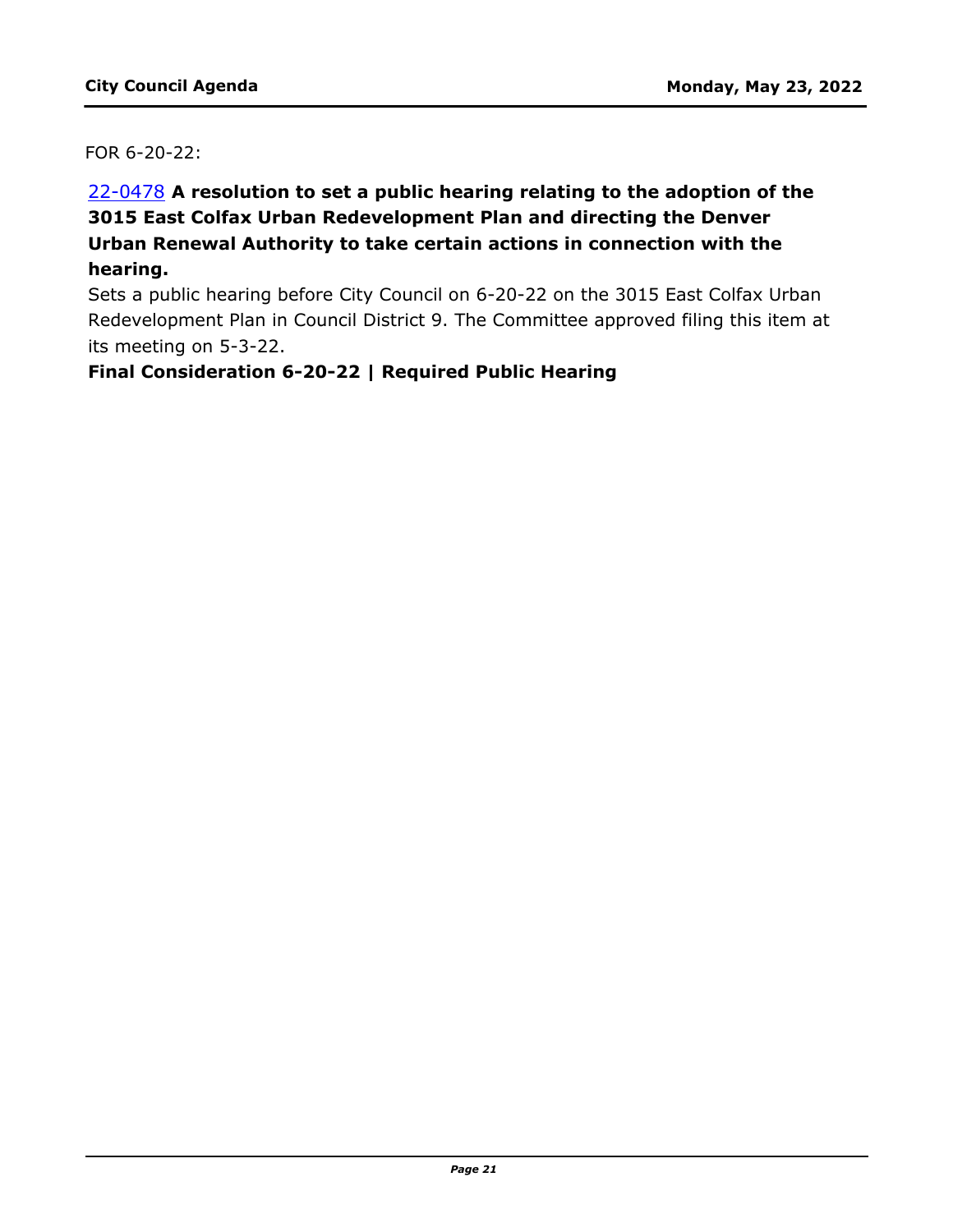FOR 6-20-22:

22-0478 **A resolution to set a public hearing relating to the adoption of the 3015 East Colfax Urban Redevelopment Plan and directing the Denver Urban Renewal Authority to take certain actions in connection with the hearing.**

Sets a public hearing before City Council on 6-20-22 on the 3015 East Colfax Urban Redevelopment Plan in Council District 9. The Committee approved filing this item at its meeting on 5-3-22.

**Final Consideration 6-20-22 | Required Public Hearing**